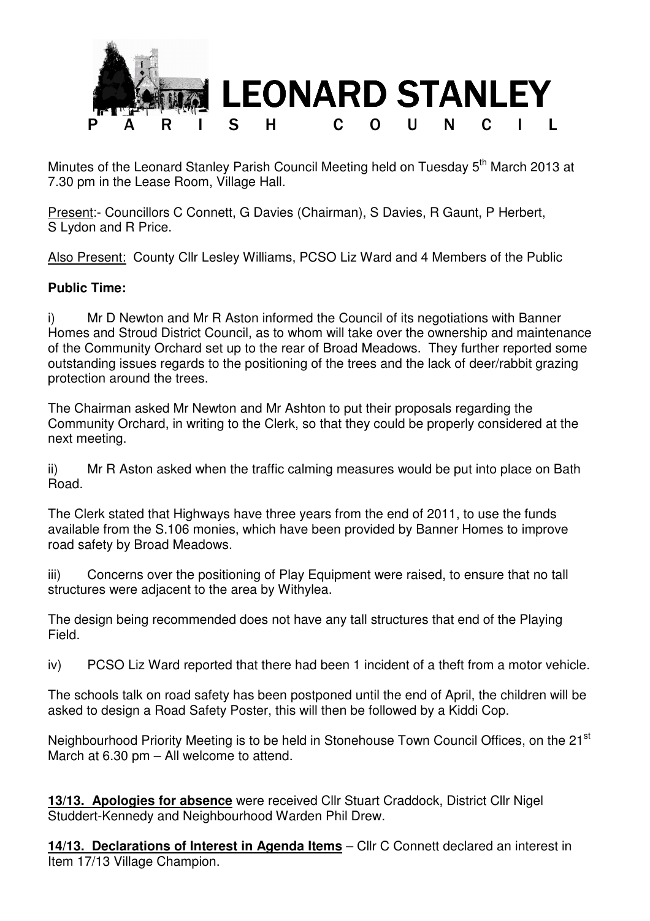# LEONARD STANLEY

## PARISH COUNCIL

Minutes of the Leonard Stanley Parish Council Meeting held on Tuesday 5th March 2013 at 7.30 pm in the Lease Room, Village Hall.

Present:- Councillors C Connett, G Davies (Chairman), S Davies, R Gaunt, P Herbert, S Lydon and R Price.

Also Present: County Cllr Lesley Williams, PCSO Liz Ward and 4 Members of the Public

**Public Time:**

i) Mr D Newton and Mr R Aston informed the Council of its negotiations with Banner Homes and Stroud District Council, as to whom will take over the ownership and maintenance of the Community Orchard set up to the rear of Broad Meadows. They further reported some outstanding issues regards to the positioning of the trees and the lack of deer/rabbit grazing protection around the trees.

The Chairman asked Mr Newton and Mr Ashton to put their proposals regarding the Community Orchard, in writing to the Clerk, so that they could be properly considered at the next meeting.

ii) Mr R Aston asked when the traffic calming measures would be put into place on Bath Road.

The Clerk stated that Highways have three years from the end of 2011, to use the funds available from the S.106 monies, which have been provided by Banner Homes to improve road safety by Broad Meadows.

iii) Concerns over the positioning of Play Equipment were raised, to ensure that no tall structures were adjacent to the area by Withylea.

The design being recommended does not have any tall structures that end of the Playing Field.

iv) PCSO Liz Ward reported that there had been 1 incident of a theft from a motor vehicle.

The schools talk on road safety has been postponed until the end of April, the children will be asked to design a Road Safety Poster, this will then be followed by a Kiddi Cop.

Neighbourhood Priority Meeting is to be held in Stonehouse Town Council Offices, on the 21st March at 6.30 pm – All welcome to attend.

**13/13. Apologies for absence** were received Cllr Stuart Craddock, District Cllr Nigel Studdert-Kennedy and Neighbourhood Warden Phil Drew.

**14/13. Declarations of Interest in Agenda Items** – Cllr C Connett declared an interest in Item 17/13 Village Champion.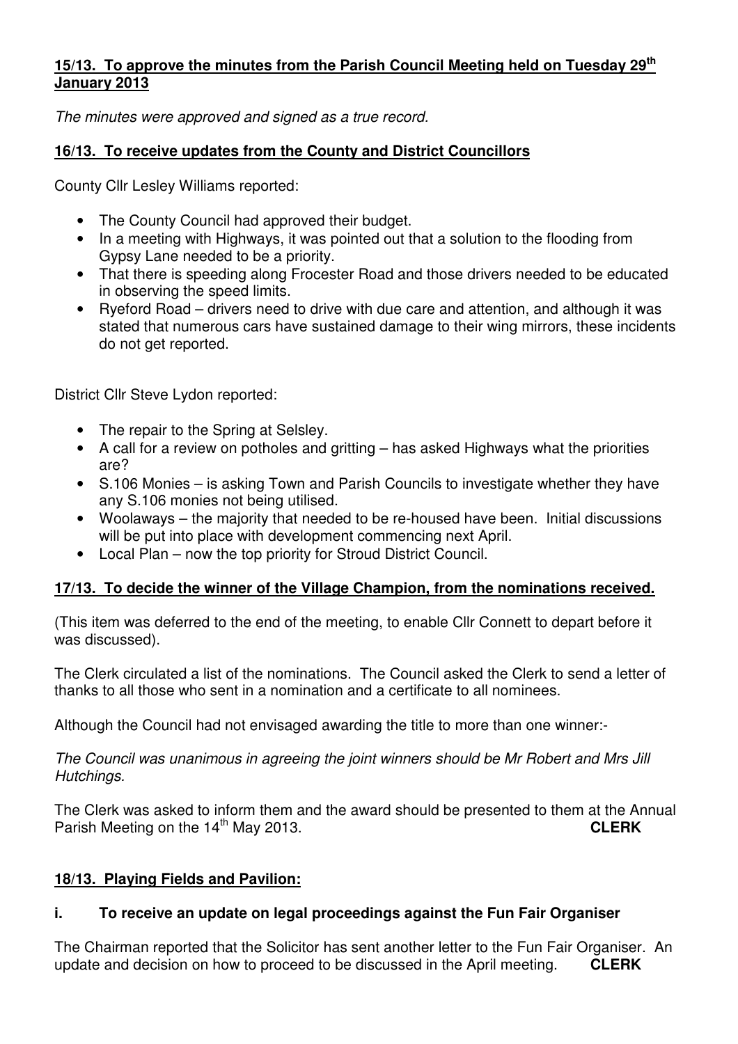**15/13. To approve the minutes from the Parish Council Meeting held on Tuesday 29th January 2013**

*The minutes were approved and signed as a true record.*

**16/13. To receive updates from the County and District Councillors**

County Cllr Lesley Williams reported:

- The County Council had approved their budget.
- In a meeting with Highways, it was pointed out that a solution to the flooding from Gypsy Lane needed to be a priority.
- That there is speeding along Frocester Road and those drivers needed to be educated in observing the speed limits.
- Ryeford Road – drivers need to drive with due care and attention, and although it was stated that numerous cars have sustained damage to their wing mirrors, these incidents do not get reported.

District Cllr Steve Lydon reported:

- The repair to the Spring at Selsley.
- A call for a review on potholes and gritting – has asked Highways what the priorities are?
- S.106 Monies – is asking Town and Parish Councils to investigate whether they have any S.106 monies not being utilised.
- Woolaways – the majority that needed to be re-housed have been. Initial discussions will be put into place with development commencing next April.
- Local Plan – now the top priority for Stroud District Council.

**17/13. To decide the winner of the Village Champion, from the nominations received.**

(This item was deferred to the end of the meeting, to enable Cllr Connett to depart before it was discussed).

The Clerk circulated a list of the nominations. The Council asked the Clerk to send a letter of thanks to all those who sent in a nomination and a certificate to all nominees.

Although the Council had not envisaged awarding the title to more than one winner:-

*The Council was unanimous in agreeing the joint winners should be Mr Robert and Mrs Jill Hutchings.*

The Clerk was asked to inform them and the award should be presented to them at the Annual Parish Meeting on the 14th May 2013. **CLERK**

**18/13. Playing Fields and Pavilion:**

**i. To receive an update on legal proceedings against the Fun Fair Organiser**

The Chairman reported that the Solicitor has sent another letter to the Fun Fair Organiser. An update and decision on how to proceed to be discussed in the April meeting. **CLERK**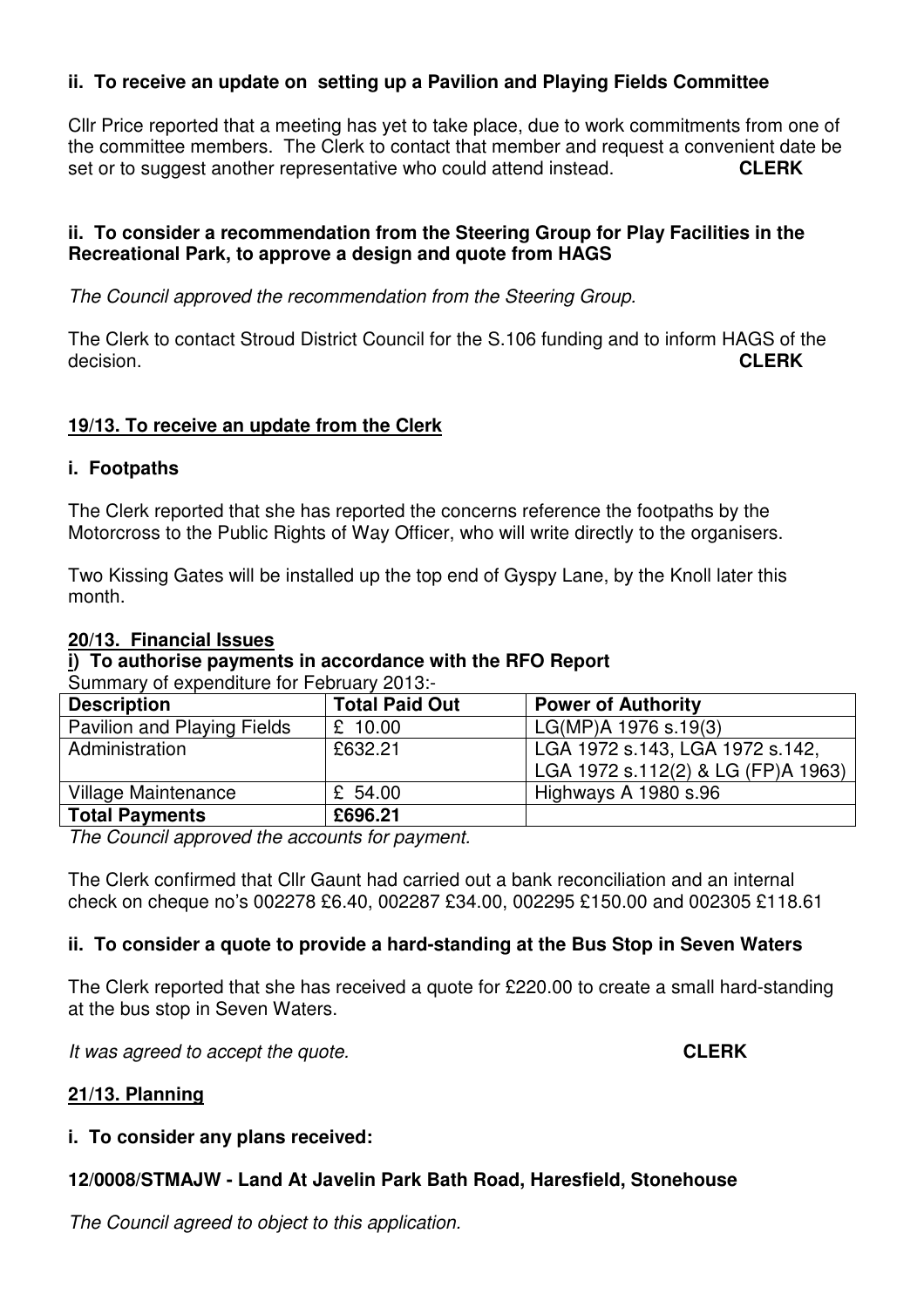**ii. To receive an update on setting up a Pavilion and Playing Fields Committee**

Cllr Price reported that a meeting has yet to take place, due to work commitments from one of the committee members. The Clerk to contact that member and request a convenient date be set or to suggest another representative who could attend instead. **CLERK**

**ii. To consider a recommendation from the Steering Group for Play Facilities in the Recreational Park, to approve a design and quote from HAGS**

*The Council approved the recommendation from the Steering Group.*

The Clerk to contact Stroud District Council for the S.106 funding and to inform HAGS of the decision. **CLERK**

**19/13. To receive an update from the Clerk**

**i. Footpaths**

The Clerk reported that she has reported the concerns reference the footpaths by the Motorcross to the Public Rights of Way Officer, who will write directly to the organisers.

Two Kissing Gates will be installed up the top end of Gyspy Lane, by the Knoll later this month.

**20/13. Financial Issues**

**i) To authorise payments in accordance with the RFO Report**

Summary of expenditure for February 2013:-

| **Description** | **Total Paid Out** | **Power of Authority** |
|---|---|---|
| Pavilion and Playing Fields | £ 10.00 | LG(MP)A 1976 s.19(3) |
| Administration | £632.21 | LGA 1972 s.143, LGA 1972 s.142, LGA 1972 s.112(2) & LG (FP)A 1963) |
| Village Maintenance | £ 54.00 | Highways A 1980 s.96 |
| **Total Payments** | **£696.21** | |

*The Council approved the accounts for payment.*

The Clerk confirmed that Cllr Gaunt had carried out a bank reconciliation and an internal check on cheque no's 002278 £6.40, 002287 £34.00, 002295 £150.00 and 002305 £118.61

**ii. To consider a quote to provide a hard-standing at the Bus Stop in Seven Waters**

The Clerk reported that she has received a quote for £220.00 to create a small hard-standing at the bus stop in Seven Waters.

*It was agreed to accept the quote.* **CLERK**

**21/13. Planning**

**i. To consider any plans received:**

**12/0008/STMAJW - Land At Javelin Park Bath Road, Haresfield, Stonehouse**

*The Council agreed to object to this application.*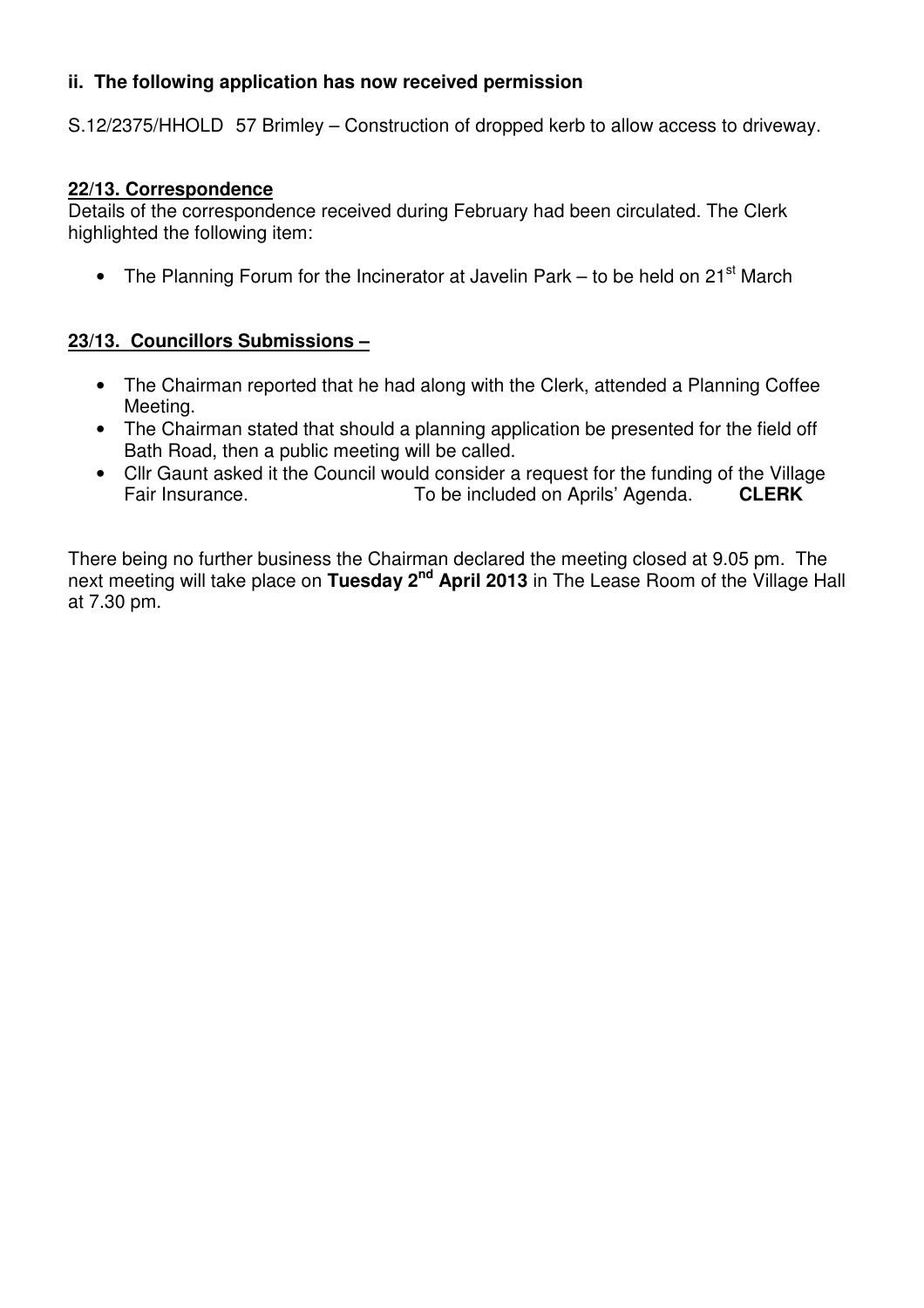**ii. The following application has now received permission**

S.12/2375/HHOLD 57 Brimley – Construction of dropped kerb to allow access to driveway.

**22/13. Correspondence**

Details of the correspondence received during February had been circulated. The Clerk highlighted the following item:

- The Planning Forum for the Incinerator at Javelin Park – to be held on 21st March

**23/13. Councillors Submissions –**

- The Chairman reported that he had along with the Clerk, attended a Planning Coffee Meeting.
- The Chairman stated that should a planning application be presented for the field off Bath Road, then a public meeting will be called.
- Cllr Gaunt asked it the Council would consider a request for the funding of the Village Fair Insurance. To be included on Aprils' Agenda. **CLERK**

There being no further business the Chairman declared the meeting closed at 9.05 pm. The next meeting will take place on **Tuesday 2nd April 2013** in The Lease Room of the Village Hall at 7.30 pm.